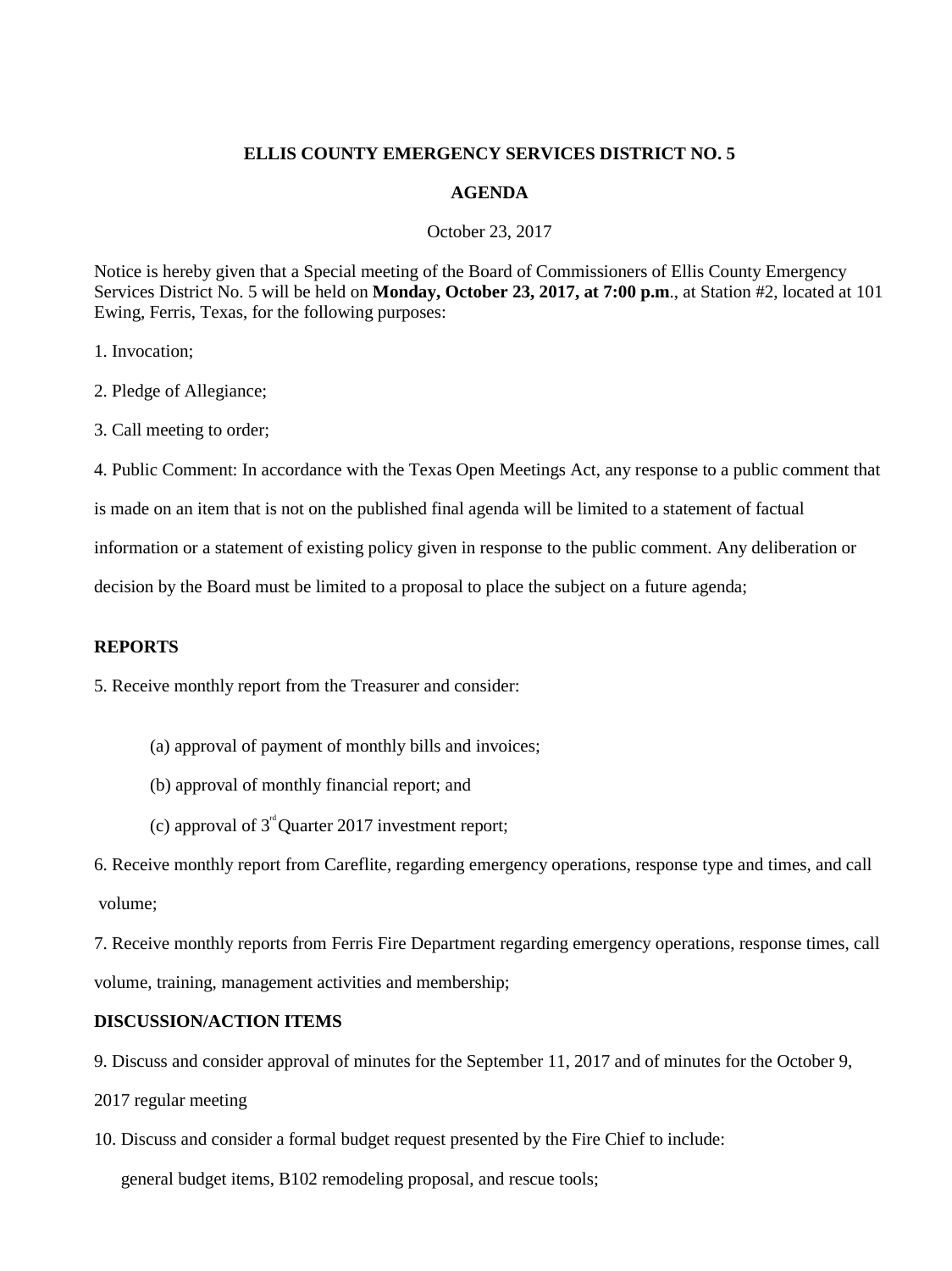**ELLIS COUNTY EMERGENCY SERVICES DISTRICT NO. 5**

**AGENDA**

October 23, 2017

Notice is hereby given that a Special meeting of the Board of Commissioners of Ellis County Emergency Services District No. 5 will be held on **Monday, October 23, 2017, at 7:00 p.m**., at Station #2, located at 101 Ewing, Ferris, Texas, for the following purposes:

1. Invocation;

2. Pledge of Allegiance;

3. Call meeting to order;

4. Public Comment: In accordance with the Texas Open Meetings Act, any response to a public comment that is made on an item that is not on the published final agenda will be limited to a statement of factual information or a statement of existing policy given in response to the public comment. Any deliberation or decision by the Board must be limited to a proposal to place the subject on a future agenda;

**REPORTS**

5. Receive monthly report from the Treasurer and consider:

   (a) approval of payment of monthly bills and invoices;

   (b) approval of monthly financial report; and

   (c) approval of 3rd Quarter 2017 investment report;

6. Receive monthly report from Careflite, regarding emergency operations, response type and times, and call volume;

7. Receive monthly reports from Ferris Fire Department regarding emergency operations, response times, call volume, training, management activities and membership;

**DISCUSSION/ACTION ITEMS**

9. Discuss and consider approval of minutes for the September 11, 2017 and of minutes for the October 9, 2017 regular meeting

10. Discuss and consider a formal budget request presented by the Fire Chief to include: general budget items, B102 remodeling proposal, and rescue tools;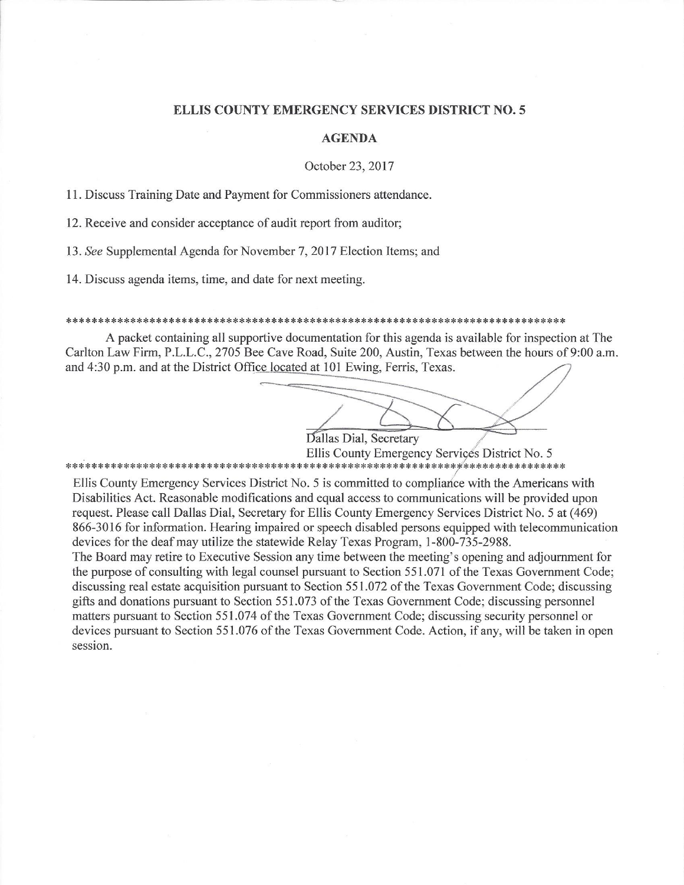# ELLIS COUNTY EMERGENCY SERVICES DISTRICT NO. 5

## AGENDA

October 23, 2017

11. Discuss Training Date and Payment for Commissioners attendance.

12. Receive and consider acceptance of audit report from auditor;

13. *See* Supplemental Agenda for November 7, 2017 Election Items; and

14. Discuss agenda items, time, and date for next meeting.

*******************************************************************************

A packet containing all supportive documentation for this agenda is available for inspection at The Carlton Law Firm, P.L.L.C., 2705 Bee Cave Road, Suite 200, Austin, Texas between the hours of 9:00 a.m. and 4:30 p.m. and at the District Office located at 101 Ewing, Ferris, Texas.

Dallas Dial, Secretary
Ellis County Emergency Services District No. 5

*******************************************************************************

Ellis County Emergency Services District No. 5 is committed to compliance with the Americans with Disabilities Act. Reasonable modifications and equal access to communications will be provided upon request. Please call Dallas Dial, Secretary for Ellis County Emergency Services District No. 5 at (469) 866-3016 for information. Hearing impaired or speech disabled persons equipped with telecommunication devices for the deaf may utilize the statewide Relay Texas Program, 1-800-735-2988.

The Board may retire to Executive Session any time between the meeting's opening and adjournment for the purpose of consulting with legal counsel pursuant to Section 551.071 of the Texas Government Code; discussing real estate acquisition pursuant to Section 551.072 of the Texas Government Code; discussing gifts and donations pursuant to Section 551.073 of the Texas Government Code; discussing personnel matters pursuant to Section 551.074 of the Texas Government Code; discussing security personnel or devices pursuant to Section 551.076 of the Texas Government Code. Action, if any, will be taken in open session.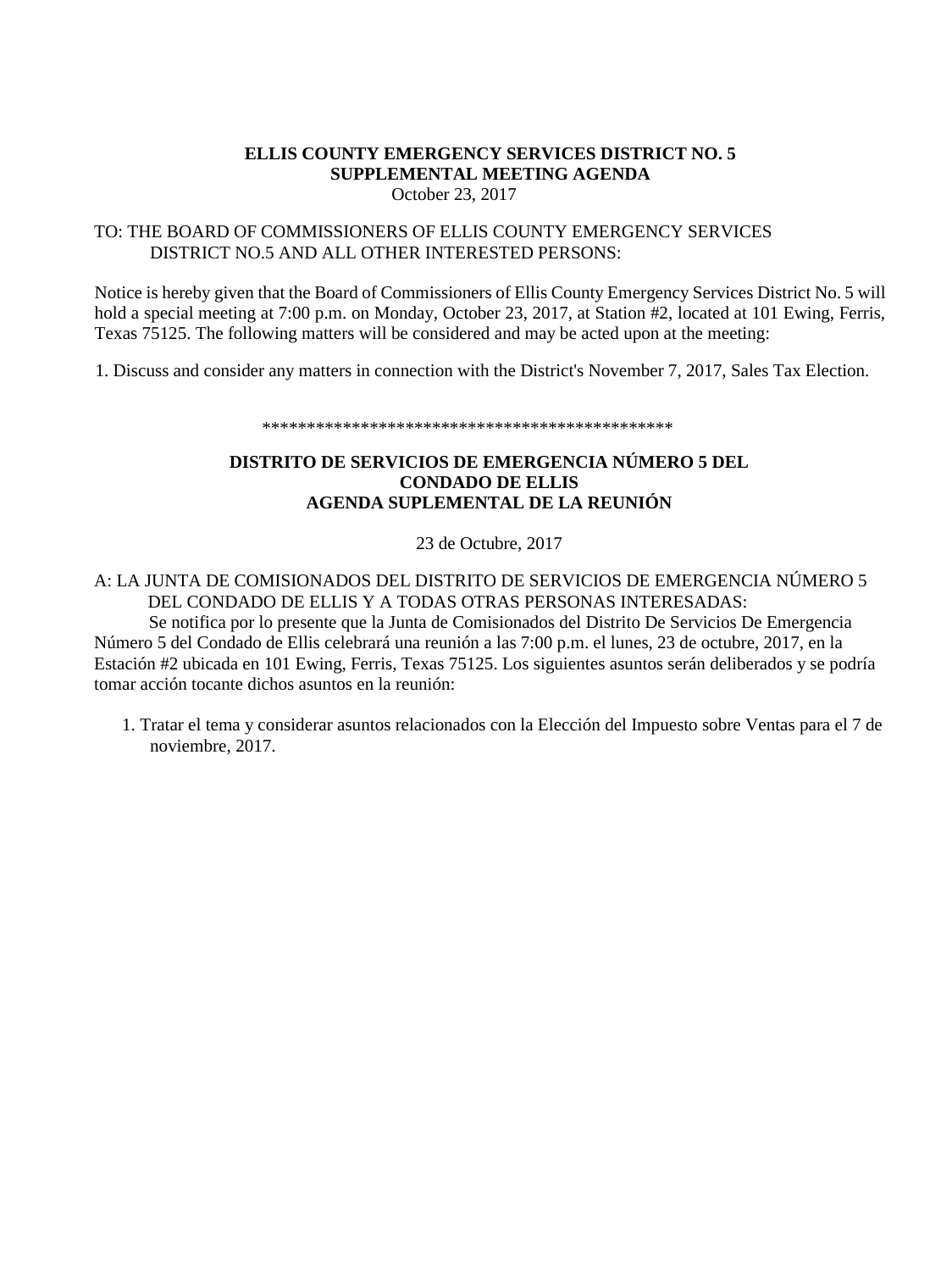**ELLIS COUNTY EMERGENCY SERVICES DISTRICT NO. 5**
**SUPPLEMENTAL MEETING AGENDA**
October 23, 2017

TO: THE BOARD OF COMMISSIONERS OF ELLIS COUNTY EMERGENCY SERVICES DISTRICT NO.5 AND ALL OTHER INTERESTED PERSONS:

Notice is hereby given that the Board of Commissioners of Ellis County Emergency Services District No. 5 will hold a special meeting at 7:00 p.m. on Monday, October 23, 2017, at Station #2, located at 101 Ewing, Ferris, Texas 75125. The following matters will be considered and may be acted upon at the meeting:

1. Discuss and consider any matters in connection with the District's November 7, 2017, Sales Tax Election.

**********************************************

**DISTRITO DE SERVICIOS DE EMERGENCIA NÚMERO 5 DEL CONDADO DE ELLIS**
**AGENDA SUPLEMENTAL DE LA REUNIÓN**

23 de Octubre, 2017

A: LA JUNTA DE COMISIONADOS DEL DISTRITO DE SERVICIOS DE EMERGENCIA NÚMERO 5 DEL CONDADO DE ELLIS Y A TODAS OTRAS PERSONAS INTERESADAS:

Se notifica por lo presente que la Junta de Comisionados del Distrito De Servicios De Emergencia Número 5 del Condado de Ellis celebrará una reunión a las 7:00 p.m. el lunes, 23 de octubre, 2017, en la Estación #2 ubicada en 101 Ewing, Ferris, Texas 75125. Los siguientes asuntos serán deliberados y se podría tomar acción tocante dichos asuntos en la reunión:

1. Tratar el tema y considerar asuntos relacionados con la Elección del Impuesto sobre Ventas para el 7 de noviembre, 2017.